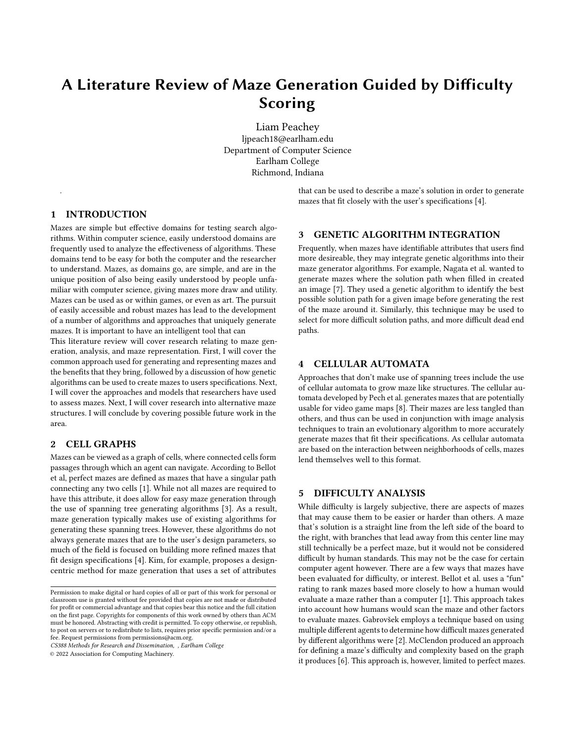# A Literature Review of Maze Generation Guided by Difficulty Scoring

Liam Peachey
ljpeach18@earlham.edu
Department of Computer Science
Earlham College
Richmond, Indiana

## 1 INTRODUCTION

Mazes are simple but effective domains for testing search algorithms. Within computer science, easily understood domains are frequently used to analyze the effectiveness of algorithms. These domains tend to be easy for both the computer and the researcher to understand. Mazes, as domains go, are simple, and are in the unique position of also being easily understood by people unfamiliar with computer science, giving mazes more draw and utility. Mazes can be used as or within games, or even as art. The pursuit of easily accessible and robust mazes has lead to the development of a number of algorithms and approaches that uniquely generate mazes. It is important to have an intelligent tool that can

This literature review will cover research relating to maze generation, analysis, and maze representation. First, I will cover the common approach used for generating and representing mazes and the benefits that they bring, followed by a discussion of how genetic algorithms can be used to create mazes to users specifications. Next, I will cover the approaches and models that researchers have used to assess mazes. Next, I will cover research into alternative maze structures. I will conclude by covering possible future work in the area.

## 2 CELL GRAPHS

Mazes can be viewed as a graph of cells, where connected cells form passages through which an agent can navigate. According to Bellot et al, perfect mazes are defined as mazes that have a singular path connecting any two cells [1]. While not all mazes are required to have this attribute, it does allow for easy maze generation through the use of spanning tree generating algorithms [3]. As a result, maze generation typically makes use of existing algorithms for generating these spanning trees. However, these algorithms do not always generate mazes that are to the user's design parameters, so much of the field is focused on building more refined mazes that fit design specifications [4]. Kim, for example, proposes a design-centric method for maze generation that uses a set of attributes that can be used to describe a maze's solution in order to generate mazes that fit closely with the user's specifications [4].

## 3 GENETIC ALGORITHM INTEGRATION

Frequently, when mazes have identifiable attributes that users find more desireable, they may integrate genetic algorithms into their maze generator algorithms. For example, Nagata et al. wanted to generate mazes where the solution path when filled in created an image [7]. They used a genetic algorithm to identify the best possible solution path for a given image before generating the rest of the maze around it. Similarly, this technique may be used to select for more difficult solution paths, and more difficult dead end paths.

## 4 CELLULAR AUTOMATA

Approaches that don't make use of spanning trees include the use of cellular automata to grow maze like structures. The cellular automata developed by Pech et al. generates mazes that are potentially usable for video game maps [8]. Their mazes are less tangled than others, and thus can be used in conjunction with image analysis techniques to train an evolutionary algorithm to more accurately generate mazes that fit their specifications. As cellular automata are based on the interaction between neighborhoods of cells, mazes lend themselves well to this format.

## 5 DIFFICULTY ANALYSIS

While difficulty is largely subjective, there are aspects of mazes that may cause them to be easier or harder than others. A maze that's solution is a straight line from the left side of the board to the right, with branches that lead away from this center line may still technically be a perfect maze, but it would not be considered difficult by human standards. This may not be the case for certain computer agent however. There are a few ways that mazes have been evaluated for difficulty, or interest. Bellot et al. uses a "fun" rating to rank mazes based more closely to how a human would evaluate a maze rather than a computer [1]. This approach takes into account how humans would scan the maze and other factors to evaluate mazes. Gabrovšek employs a technique based on using multiple different agents to determine how difficult mazes generated by different algorithms were [2]. McClendon produced an approach for defining a maze's difficulty and complexity based on the graph it produces [6]. This approach is, however, limited to perfect mazes.

Permission to make digital or hard copies of all or part of this work for personal or classroom use is granted without fee provided that copies are not made or distributed for profit or commercial advantage and that copies bear this notice and the full citation on the first page. Copyrights for components of this work owned by others than ACM must be honored. Abstracting with credit is permitted. To copy otherwise, or republish, to post on servers or to redistribute to lists, requires prior specific permission and/or a fee. Request permissions from permissions@acm.org.

*CS388 Methods for Research and Dissemination, , Earlham College*

© 2022 Association for Computing Machinery.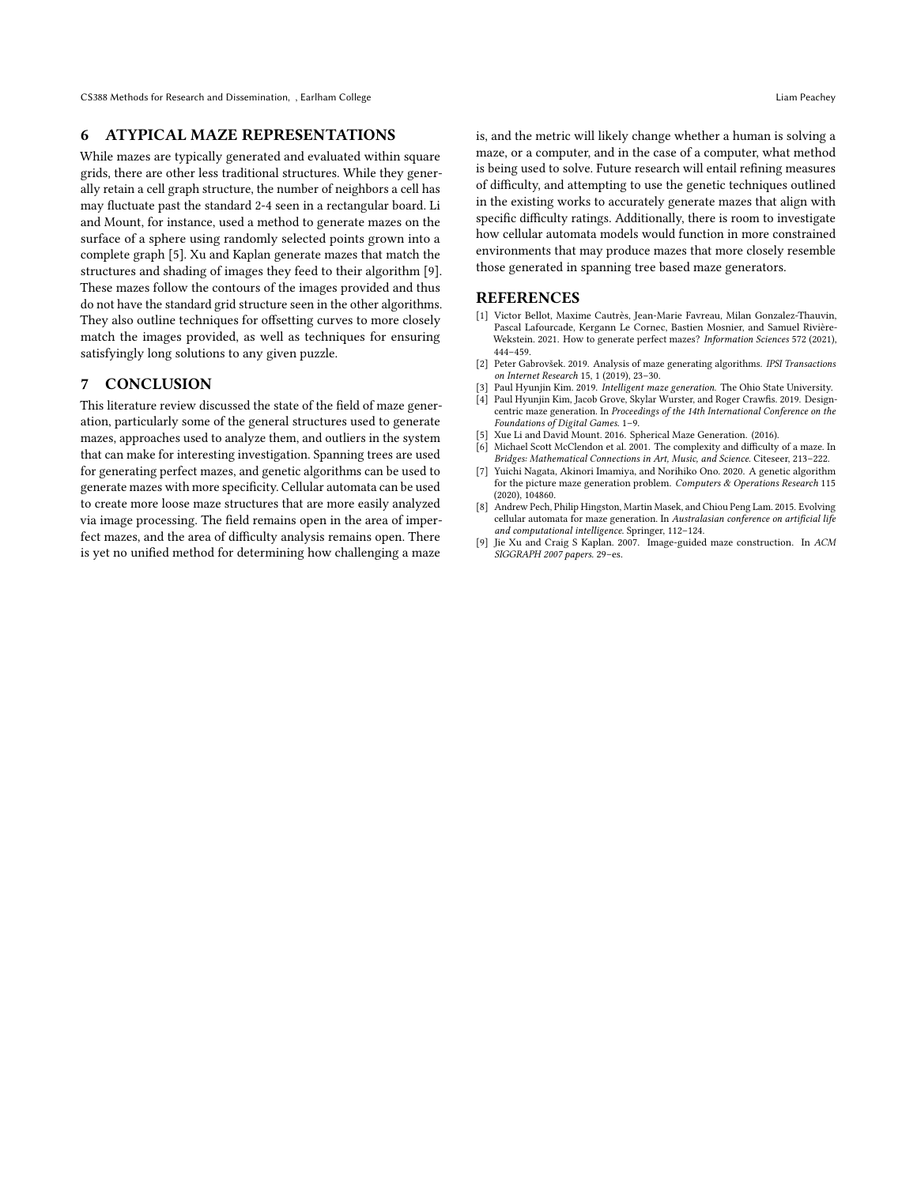## 6 ATYPICAL MAZE REPRESENTATIONS

While mazes are typically generated and evaluated within square grids, there are other less traditional structures. While they generally retain a cell graph structure, the number of neighbors a cell has may fluctuate past the standard 2-4 seen in a rectangular board. Li and Mount, for instance, used a method to generate mazes on the surface of a sphere using randomly selected points grown into a complete graph [5]. Xu and Kaplan generate mazes that match the structures and shading of images they feed to their algorithm [9]. These mazes follow the contours of the images provided and thus do not have the standard grid structure seen in the other algorithms. They also outline techniques for offsetting curves to more closely match the images provided, as well as techniques for ensuring satisfyingly long solutions to any given puzzle.

## 7 CONCLUSION

This literature review discussed the state of the field of maze generation, particularly some of the general structures used to generate mazes, approaches used to analyze them, and outliers in the system that can make for interesting investigation. Spanning trees are used for generating perfect mazes, and genetic algorithms can be used to generate mazes with more specificity. Cellular automata can be used to create more loose maze structures that are more easily analyzed via image processing. The field remains open in the area of imperfect mazes, and the area of difficulty analysis remains open. There is yet no unified method for determining how challenging a maze is, and the metric will likely change whether a human is solving a maze, or a computer, and in the case of a computer, what method is being used to solve. Future research will entail refining measures of difficulty, and attempting to use the genetic techniques outlined in the existing works to accurately generate mazes that align with specific difficulty ratings. Additionally, there is room to investigate how cellular automata models would function in more constrained environments that may produce mazes that more closely resemble those generated in spanning tree based maze generators.

## REFERENCES

[1] Victor Bellot, Maxime Cautrès, Jean-Marie Favreau, Milan Gonzalez-Thauvin, Pascal Lafourcade, Kergann Le Cornec, Bastien Mosnier, and Samuel Rivière-Wekstein. 2021. How to generate perfect mazes? *Information Sciences* 572 (2021), 444–459.

[2] Peter Gabrovšek. 2019. Analysis of maze generating algorithms. *IPSI Transactions on Internet Research* 15, 1 (2019), 23–30.

[3] Paul Hyunjin Kim. 2019. *Intelligent maze generation.* The Ohio State University.

[4] Paul Hyunjin Kim, Jacob Grove, Skylar Wurster, and Roger Crawfis. 2019. Design-centric maze generation. In *Proceedings of the 14th International Conference on the Foundations of Digital Games*. 1–9.

[5] Xue Li and David Mount. 2016. Spherical Maze Generation. (2016).

[6] Michael Scott McClendon et al. 2001. The complexity and difficulty of a maze. In *Bridges: Mathematical Connections in Art, Music, and Science*. Citeseer, 213–222.

[7] Yuichi Nagata, Akinori Imamiya, and Norihiko Ono. 2020. A genetic algorithm for the picture maze generation problem. *Computers & Operations Research* 115 (2020), 104860.

[8] Andrew Pech, Philip Hingston, Martin Masek, and Chiou Peng Lam. 2015. Evolving cellular automata for maze generation. In *Australasian conference on artificial life and computational intelligence*. Springer, 112–124.

[9] Jie Xu and Craig S Kaplan. 2007. Image-guided maze construction. In *ACM SIGGRAPH 2007 papers*. 29–es.